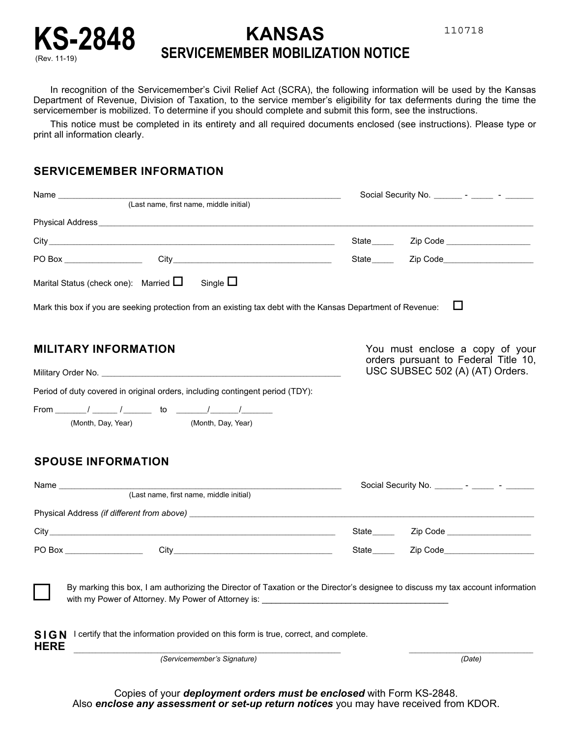# KS-2848

(Rev. 11-19)

# KANSAS SERVICEMEMBER MOBILIZATION NOTICE

110718

In recognition of the Servicemember's Civil Relief Act (SCRA), the following information will be used by the Kansas Department of Revenue, Division of Taxation, to the service member's eligibility for tax deferments during the time the servicemember is mobilized. To determine if you should complete and submit this form, see the instructions.

This notice must be completed in its entirety and all required documents enclosed (see instructions). Please type or print all information clearly.

## SERVICEMEMBER INFORMATION

Name ____________________________________________ (Last name, first name, middle initial)   Social Security No. ______ - _____ - ______

Physical Address ____________________________________________

City ____________________________________________ State_____ Zip Code __________________

PO Box _________________ City ______________________________ State_____ Zip Code __________________

Marital Status (check one): Married ☐ Single ☐

Mark this box if you are seeking protection from an existing tax debt with the Kansas Department of Revenue: ☐

## MILITARY INFORMATION

You must enclose a copy of your orders pursuant to Federal Title 10, USC SUBSEC 502 (A) (AT) Orders.

Military Order No. ____________________________________________

Period of duty covered in original orders, including contingent period (TDY):

From _______/ _____ /______ (Month, Day, Year) to _______/______/_______ (Month, Day, Year)

## SPOUSE INFORMATION

Name ____________________________________________ (Last name, first name, middle initial)   Social Security No. ______ - _____ - ______

Physical Address *(if different from above)* ____________________________________________

City ____________________________________________ State_____ Zip Code __________________

PO Box _________________ City ______________________________ State_____ Zip Code __________________

☐ By marking this box, I am authorizing the Director of Taxation or the Director's designee to discuss my tax account information with my Power of Attorney. My Power of Attorney is: ________________________________________

**SIGN HERE** I certify that the information provided on this form is true, correct, and complete.

____________________________________________ *(Servicemember's Signature)*   __________________________ *(Date)*

Copies of your ***deployment orders must be enclosed*** with Form KS-2848.
Also ***enclose any assessment or set-up return notices*** you may have received from KDOR.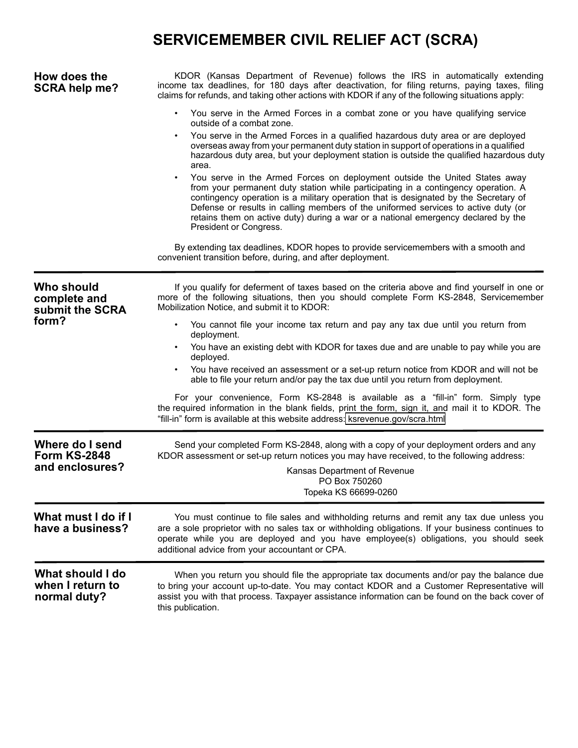# SERVICEMEMBER CIVIL RELIEF ACT (SCRA)

## How does the SCRA help me?

KDOR (Kansas Department of Revenue) follows the IRS in automatically extending income tax deadlines, for 180 days after deactivation, for filing returns, paying taxes, filing claims for refunds, and taking other actions with KDOR if any of the following situations apply:

- You serve in the Armed Forces in a combat zone or you have qualifying service outside of a combat zone.
- You serve in the Armed Forces in a qualified hazardous duty area or are deployed overseas away from your permanent duty station in support of operations in a qualified hazardous duty area, but your deployment station is outside the qualified hazardous duty area.
- You serve in the Armed Forces on deployment outside the United States away from your permanent duty station while participating in a contingency operation. A contingency operation is a military operation that is designated by the Secretary of Defense or results in calling members of the uniformed services to active duty (or retains them on active duty) during a war or a national emergency declared by the President or Congress.

By extending tax deadlines, KDOR hopes to provide servicemembers with a smooth and convenient transition before, during, and after deployment.

## Who should complete and submit the SCRA form?

If you qualify for deferment of taxes based on the criteria above and find yourself in one or more of the following situations, then you should complete Form KS-2848, Servicemember Mobilization Notice, and submit it to KDOR:

- You cannot file your income tax return and pay any tax due until you return from deployment.
- You have an existing debt with KDOR for taxes due and are unable to pay while you are deployed.
- You have received an assessment or a set-up return notice from KDOR and will not be able to file your return and/or pay the tax due until you return from deployment.

For your convenience, Form KS-2848 is available as a "fill-in" form. Simply type the required information in the blank fields, print the form, sign it, and mail it to KDOR. The "fill-in" form is available at this website address: ksrevenue.gov/scra.html

## Where do I send Form KS-2848 and enclosures?

Send your completed Form KS-2848, along with a copy of your deployment orders and any KDOR assessment or set-up return notices you may have received, to the following address:

Kansas Department of Revenue
PO Box 750260
Topeka KS 66699-0260

## What must I do if I have a business?

You must continue to file sales and withholding returns and remit any tax due unless you are a sole proprietor with no sales tax or withholding obligations. If your business continues to operate while you are deployed and you have employee(s) obligations, you should seek additional advice from your accountant or CPA.

## What should I do when I return to normal duty?

When you return you should file the appropriate tax documents and/or pay the balance due to bring your account up-to-date. You may contact KDOR and a Customer Representative will assist you with that process. Taxpayer assistance information can be found on the back cover of this publication.